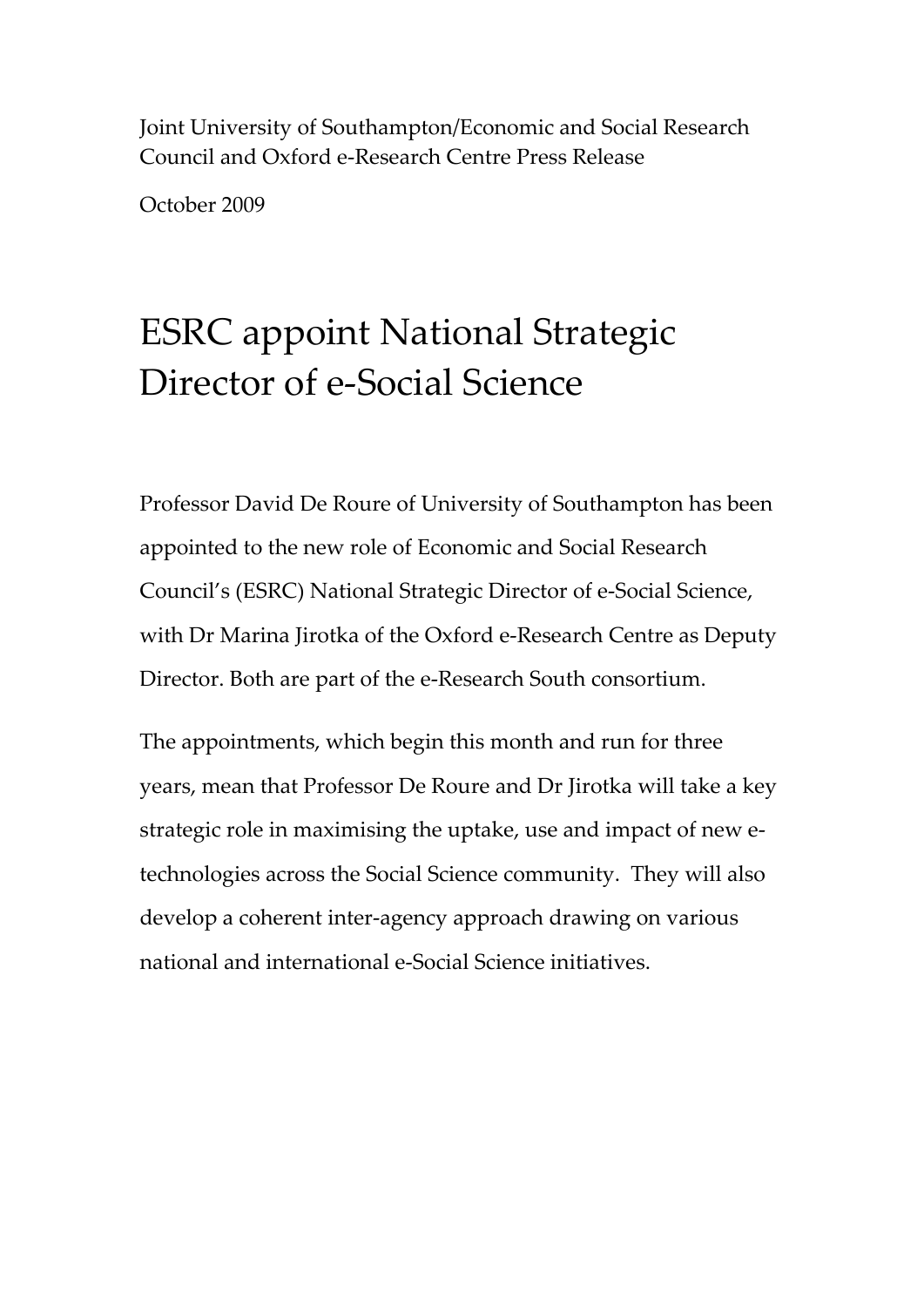Joint University of Southampton/Economic and Social Research Council and Oxford e-Research Centre Press Release

October 2009

# ESRC appoint National Strategic Director of e-Social Science

Professor David De Roure of University of Southampton has been appointed to the new role of Economic and Social Research Council's (ESRC) National Strategic Director of e-Social Science, with Dr Marina Jirotka of the Oxford e-Research Centre as Deputy Director. Both are part of the e-Research South consortium.

The appointments, which begin this month and run for three years, mean that Professor De Roure and Dr Jirotka will take a key strategic role in maximising the uptake, use and impact of new e-technologies across the Social Science community. They will also develop a coherent inter-agency approach drawing on various national and international e-Social Science initiatives.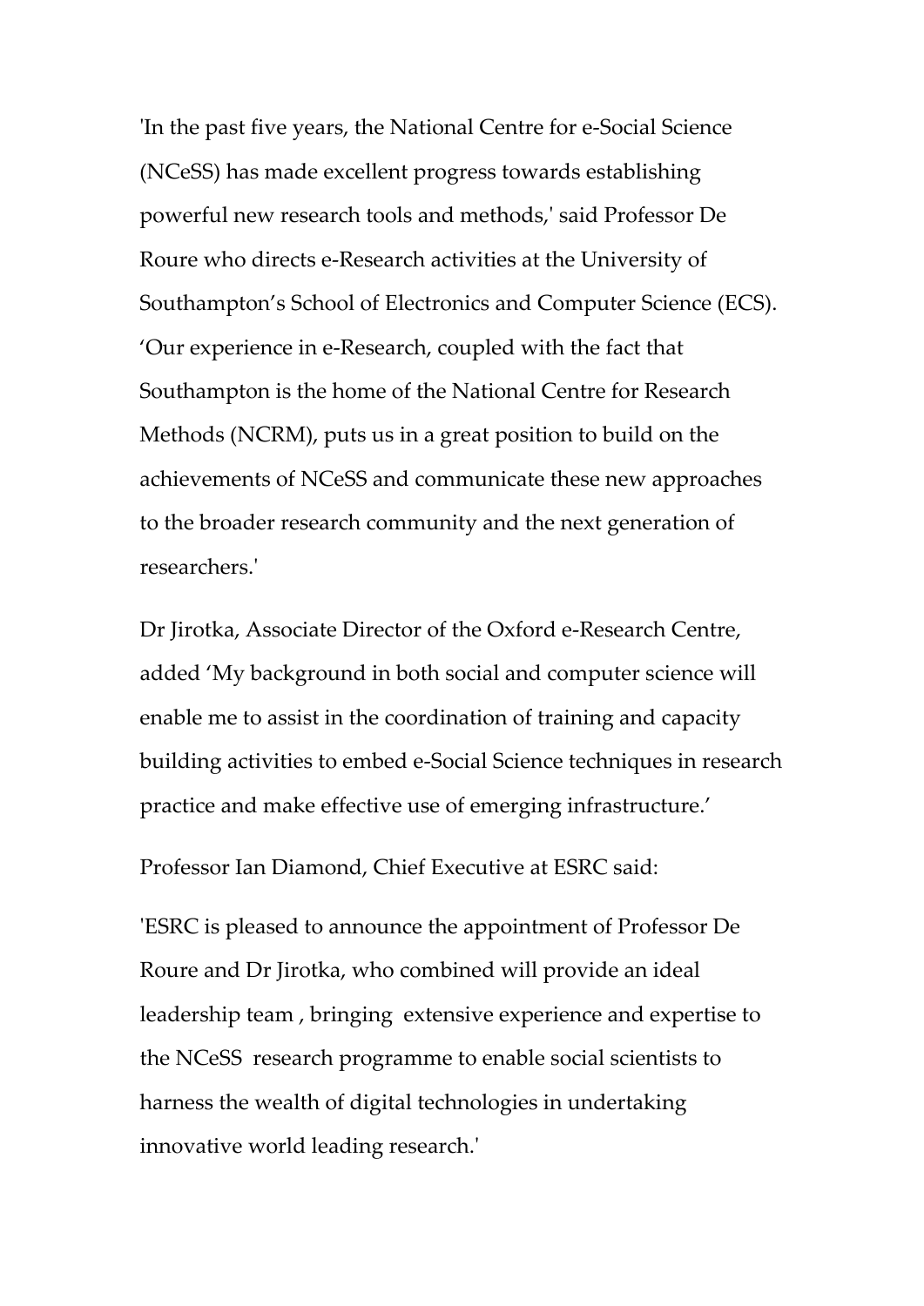'In the past five years, the National Centre for e-Social Science (NCeSS) has made excellent progress towards establishing powerful new research tools and methods,' said Professor De Roure who directs e-Research activities at the University of Southampton's School of Electronics and Computer Science (ECS). 'Our experience in e-Research, coupled with the fact that Southampton is the home of the National Centre for Research Methods (NCRM), puts us in a great position to build on the achievements of NCeSS and communicate these new approaches to the broader research community and the next generation of researchers.'

Dr Jirotka, Associate Director of the Oxford e-Research Centre, added 'My background in both social and computer science will enable me to assist in the coordination of training and capacity building activities to embed e-Social Science techniques in research practice and make effective use of emerging infrastructure.'

Professor Ian Diamond, Chief Executive at ESRC said:

'ESRC is pleased to announce the appointment of Professor De Roure and Dr Jirotka, who combined will provide an ideal leadership team , bringing extensive experience and expertise to the NCeSS research programme to enable social scientists to harness the wealth of digital technologies in undertaking innovative world leading research.'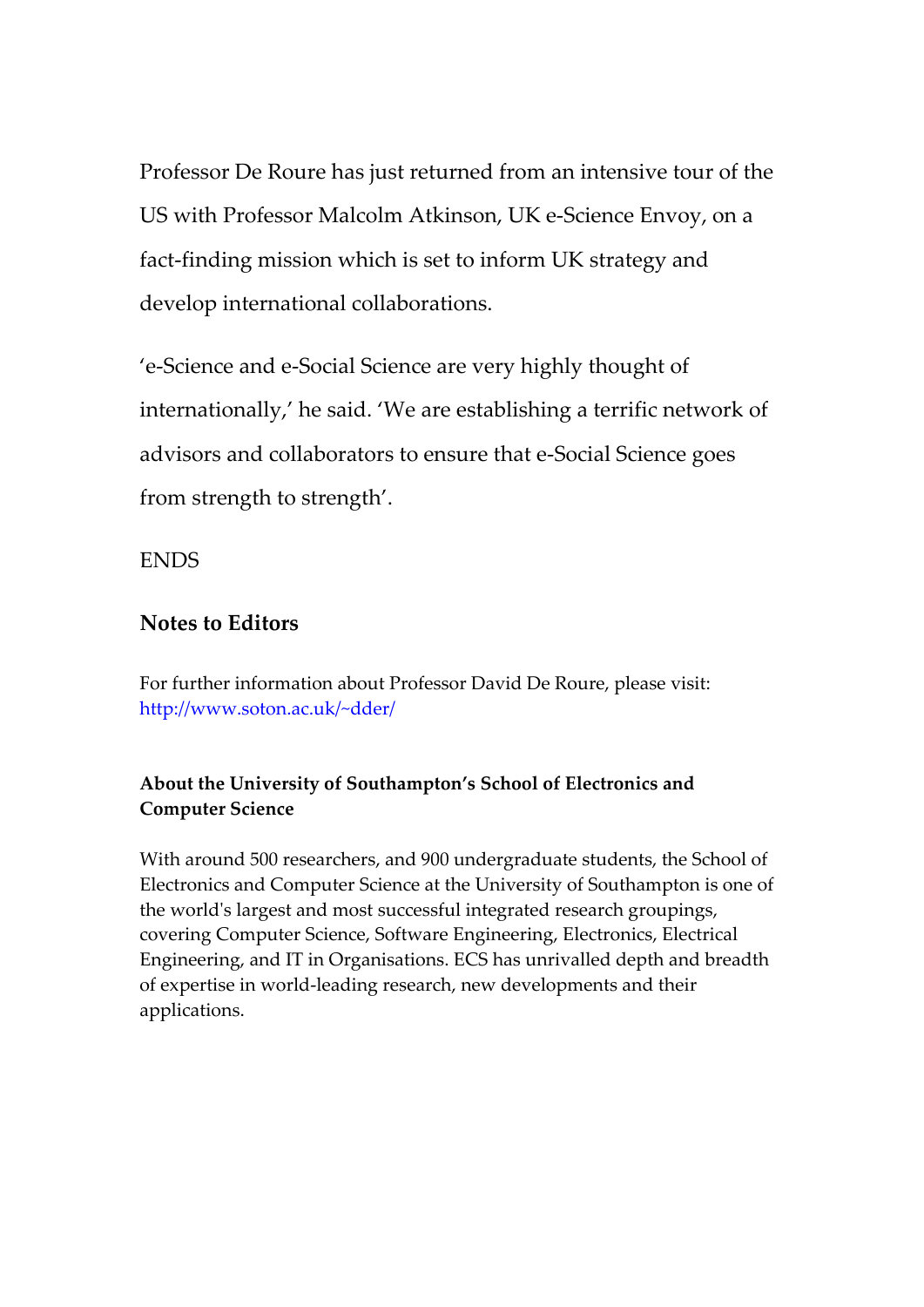Professor De Roure has just returned from an intensive tour of the US with Professor Malcolm Atkinson, UK e-Science Envoy, on a fact-finding mission which is set to inform UK strategy and develop international collaborations.

'e-Science and e-Social Science are very highly thought of internationally,' he said. 'We are establishing a terrific network of advisors and collaborators to ensure that e-Social Science goes from strength to strength'.

ENDS

## Notes to Editors

For further information about Professor David De Roure, please visit: http://www.soton.ac.uk/~dder/

### About the University of Southampton's School of Electronics and Computer Science

With around 500 researchers, and 900 undergraduate students, the School of Electronics and Computer Science at the University of Southampton is one of the world's largest and most successful integrated research groupings, covering Computer Science, Software Engineering, Electronics, Electrical Engineering, and IT in Organisations. ECS has unrivalled depth and breadth of expertise in world-leading research, new developments and their applications.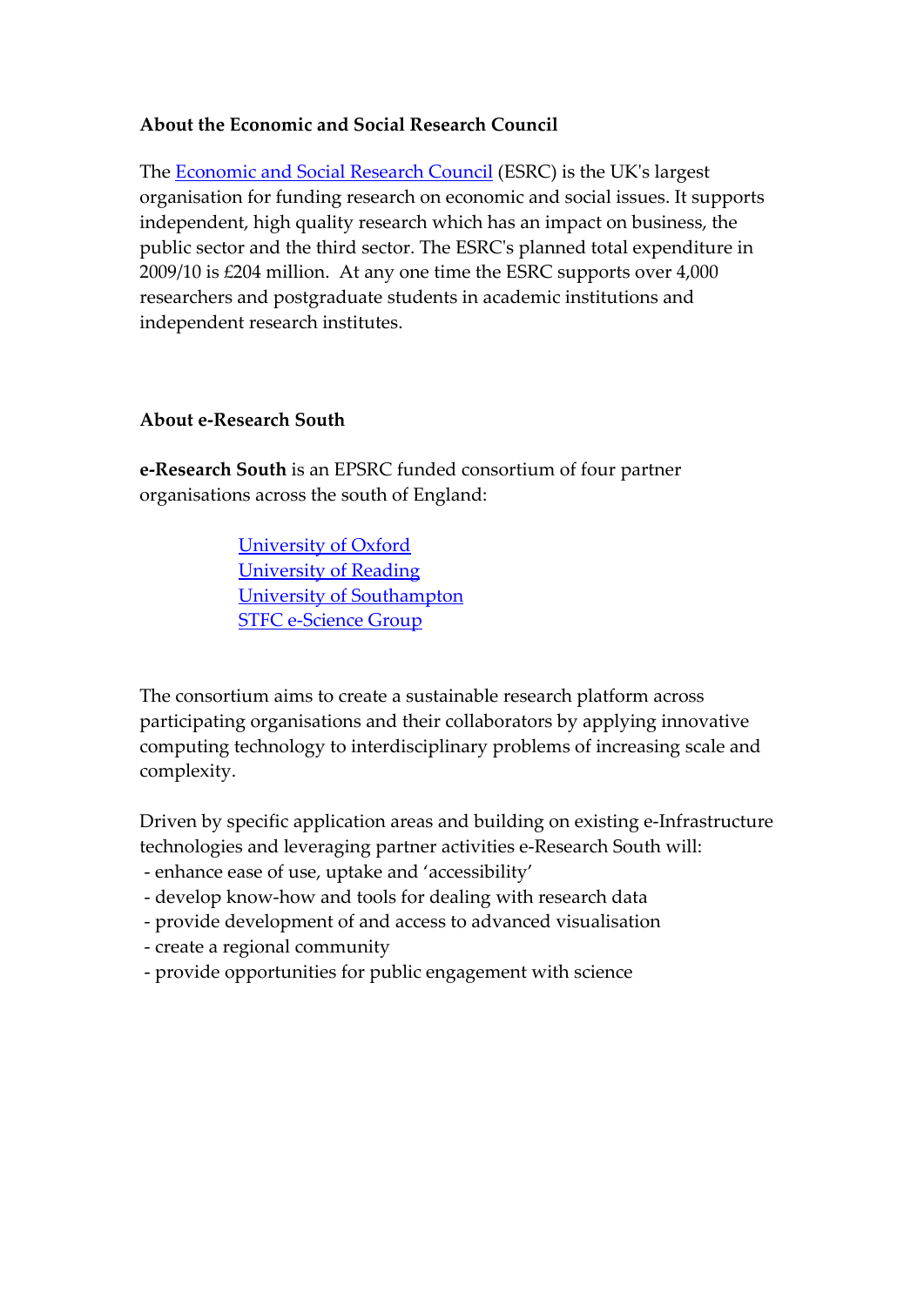**About the Economic and Social Research Council**

The Economic and Social Research Council (ESRC) is the UK's largest organisation for funding research on economic and social issues. It supports independent, high quality research which has an impact on business, the public sector and the third sector. The ESRC's planned total expenditure in 2009/10 is £204 million. At any one time the ESRC supports over 4,000 researchers and postgraduate students in academic institutions and independent research institutes.

**About e-Research South**

**e-Research South** is an EPSRC funded consortium of four partner organisations across the south of England:

University of Oxford
University of Reading
University of Southampton
STFC e-Science Group

The consortium aims to create a sustainable research platform across participating organisations and their collaborators by applying innovative computing technology to interdisciplinary problems of increasing scale and complexity.

Driven by specific application areas and building on existing e-Infrastructure technologies and leveraging partner activities e-Research South will:

- enhance ease of use, uptake and 'accessibility'
- develop know-how and tools for dealing with research data
- provide development of and access to advanced visualisation
- create a regional community
- provide opportunities for public engagement with science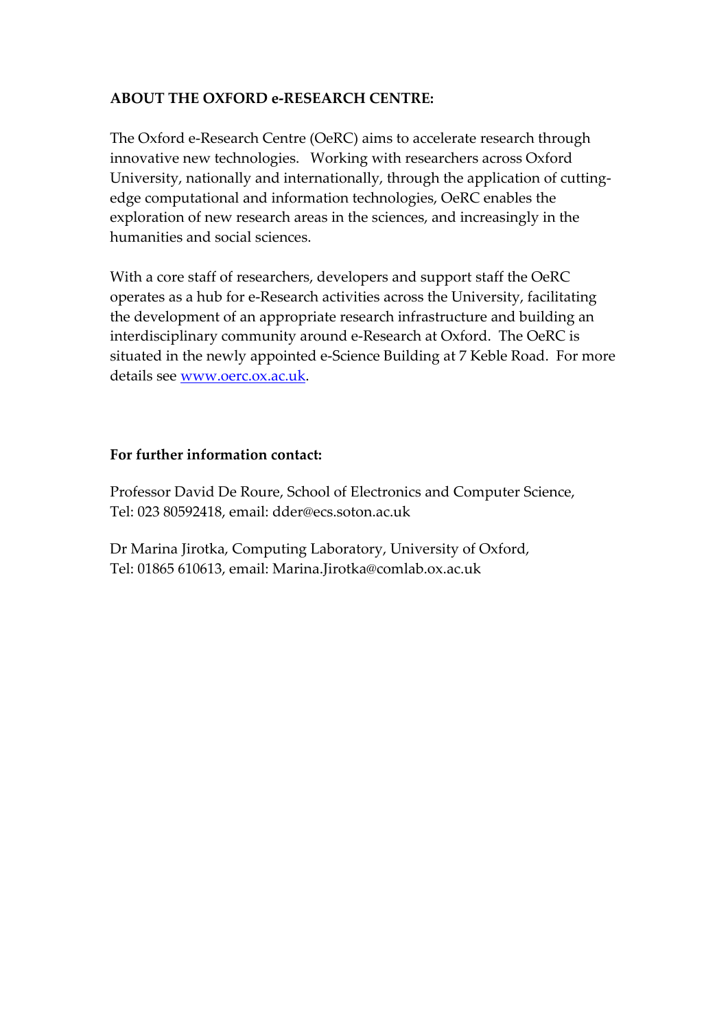**ABOUT THE OXFORD e-RESEARCH CENTRE:**

The Oxford e-Research Centre (OeRC) aims to accelerate research through innovative new technologies. Working with researchers across Oxford University, nationally and internationally, through the application of cutting-edge computational and information technologies, OeRC enables the exploration of new research areas in the sciences, and increasingly in the humanities and social sciences.

With a core staff of researchers, developers and support staff the OeRC operates as a hub for e-Research activities across the University, facilitating the development of an appropriate research infrastructure and building an interdisciplinary community around e-Research at Oxford. The OeRC is situated in the newly appointed e-Science Building at 7 Keble Road. For more details see [www.oerc.ox.ac.uk](http://www.oerc.ox.ac.uk).

**For further information contact:**

Professor David De Roure, School of Electronics and Computer Science,
Tel: 023 80592418, email: dder@ecs.soton.ac.uk

Dr Marina Jirotka, Computing Laboratory, University of Oxford,
Tel: 01865 610613, email: Marina.Jirotka@comlab.ox.ac.uk